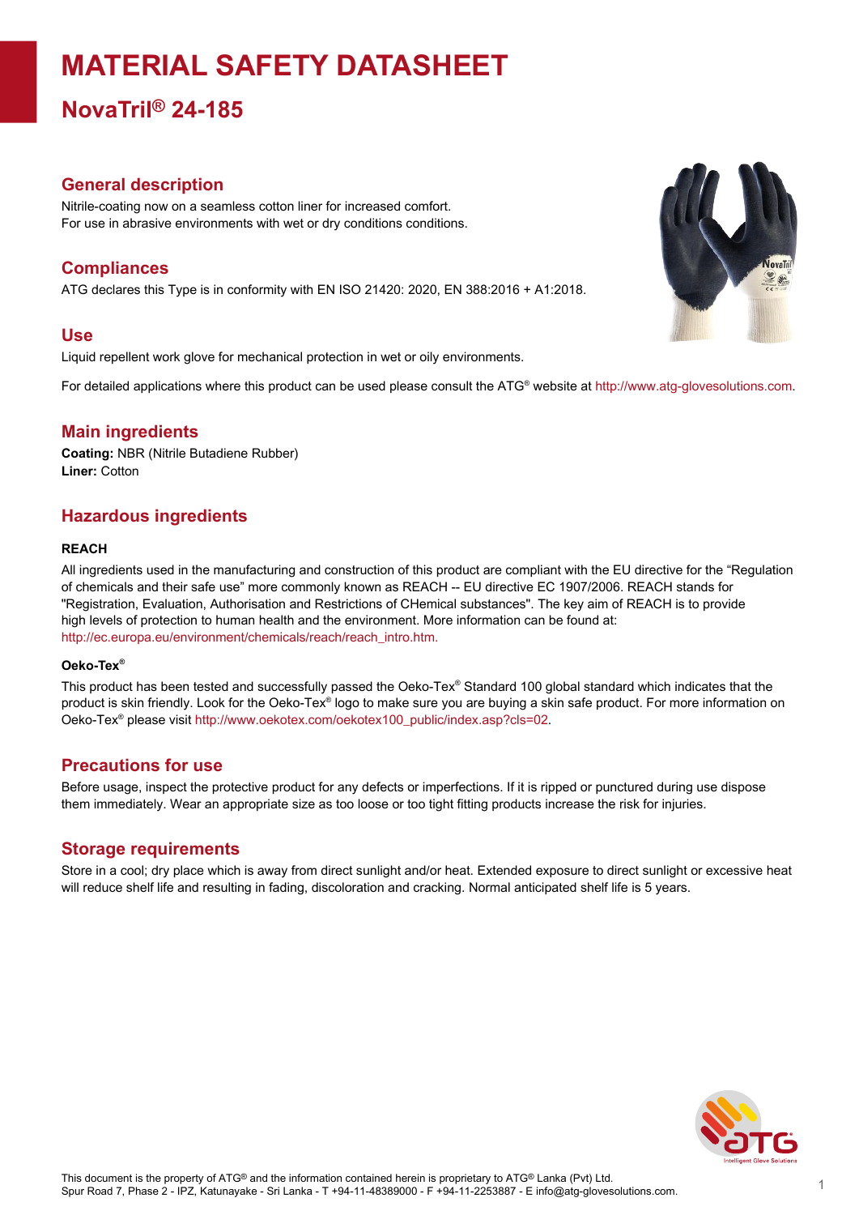# MATERIAL SAFETY DATASHEET

## NovaTril® 24-185

### General description

Nitrile-coating now on a seamless cotton liner for increased comfort.
For use in abrasive environments with wet or dry conditions conditions.

### Compliances

ATG declares this Type is in conformity with EN ISO 21420: 2020, EN 388:2016 + A1:2018.

### Use

Liquid repellent work glove for mechanical protection in wet or oily environments.

For detailed applications where this product can be used please consult the ATG® website at http://www.atg-glovesolutions.com.

### Main ingredients

**Coating:** NBR (Nitrile Butadiene Rubber)
**Liner:** Cotton

### Hazardous ingredients

#### REACH

All ingredients used in the manufacturing and construction of this product are compliant with the EU directive for the “Regulation of chemicals and their safe use” more commonly known as REACH -- EU directive EC 1907/2006. REACH stands for "Registration, Evaluation, Authorisation and Restrictions of CHemical substances". The key aim of REACH is to provide high levels of protection to human health and the environment. More information can be found at: http://ec.europa.eu/environment/chemicals/reach/reach_intro.htm.

#### Oeko-Tex®

This product has been tested and successfully passed the Oeko-Tex® Standard 100 global standard which indicates that the product is skin friendly. Look for the Oeko-Tex® logo to make sure you are buying a skin safe product. For more information on Oeko-Tex® please visit http://www.oekotex.com/oekotex100_public/index.asp?cls=02.

### Precautions for use

Before usage, inspect the protective product for any defects or imperfections. If it is ripped or punctured during use dispose them immediately. Wear an appropriate size as too loose or too tight fitting products increase the risk for injuries.

### Storage requirements

Store in a cool; dry place which is away from direct sunlight and/or heat. Extended exposure to direct sunlight or excessive heat will reduce shelf life and resulting in fading, discoloration and cracking. Normal anticipated shelf life is 5 years.

This document is the property of ATG® and the information contained herein is proprietary to ATG® Lanka (Pvt) Ltd.
Spur Road 7, Phase 2 - IPZ, Katunayake - Sri Lanka - T +94-11-48389000 - F +94-11-2253887 - E info@atg-glovesolutions.com.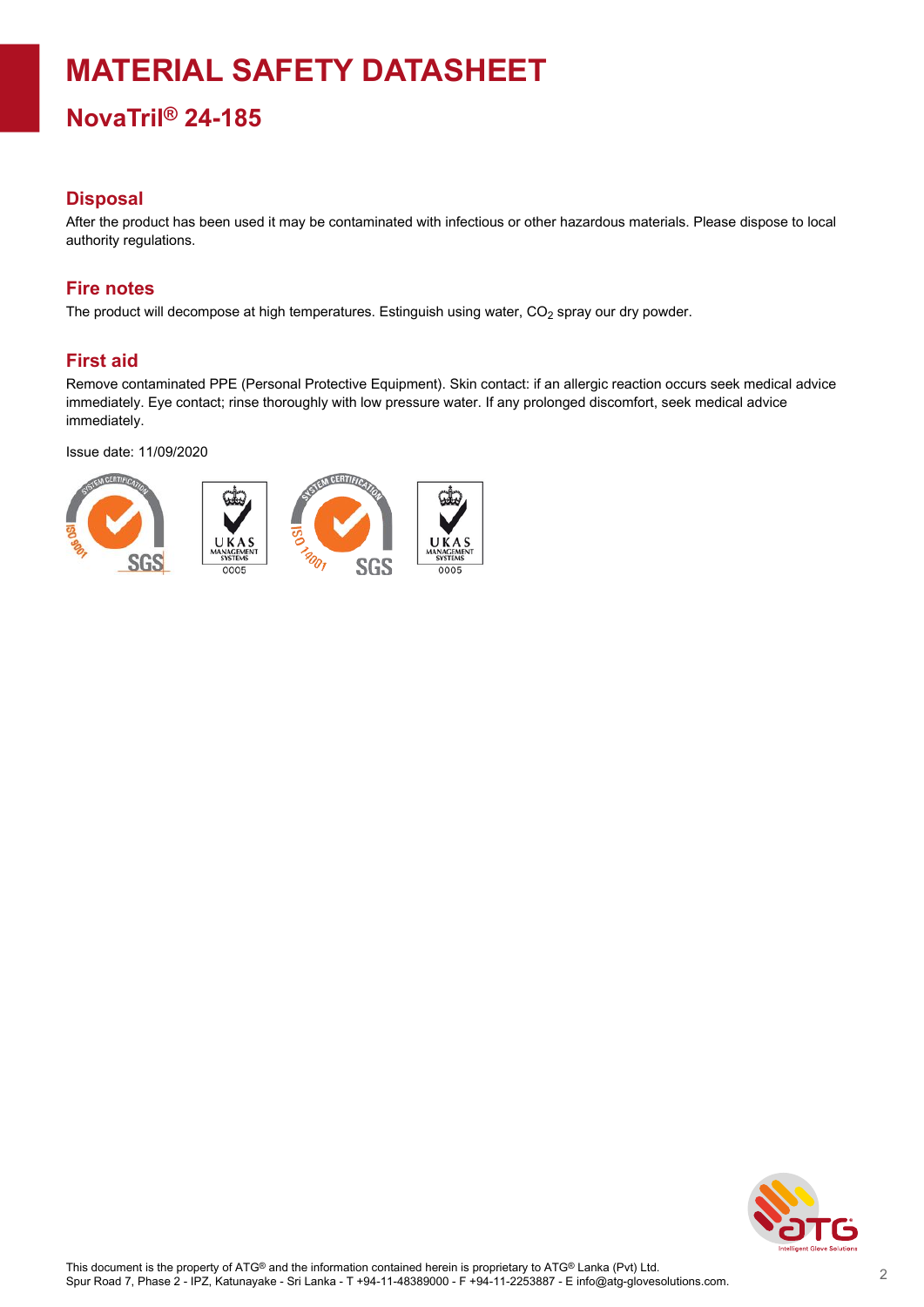# MATERIAL SAFETY DATASHEET

## NovaTril® 24-185

### Disposal

After the product has been used it may be contaminated with infectious or other hazardous materials. Please dispose to local authority regulations.

### Fire notes

The product will decompose at high temperatures. Estinguish using water, $CO_2$ spray our dry powder.

### First aid

Remove contaminated PPE (Personal Protective Equipment). Skin contact: if an allergic reaction occurs seek medical advice immediately. Eye contact; rinse thoroughly with low pressure water. If any prolonged discomfort, seek medical advice immediately.

Issue date: 11/09/2020

This document is the property of ATG® and the information contained herein is proprietary to ATG® Lanka (Pvt) Ltd.
Spur Road 7, Phase 2 - IPZ, Katunayake - Sri Lanka - T +94-11-48389000 - F +94-11-2253887 - E info@atg-glovesolutions.com.